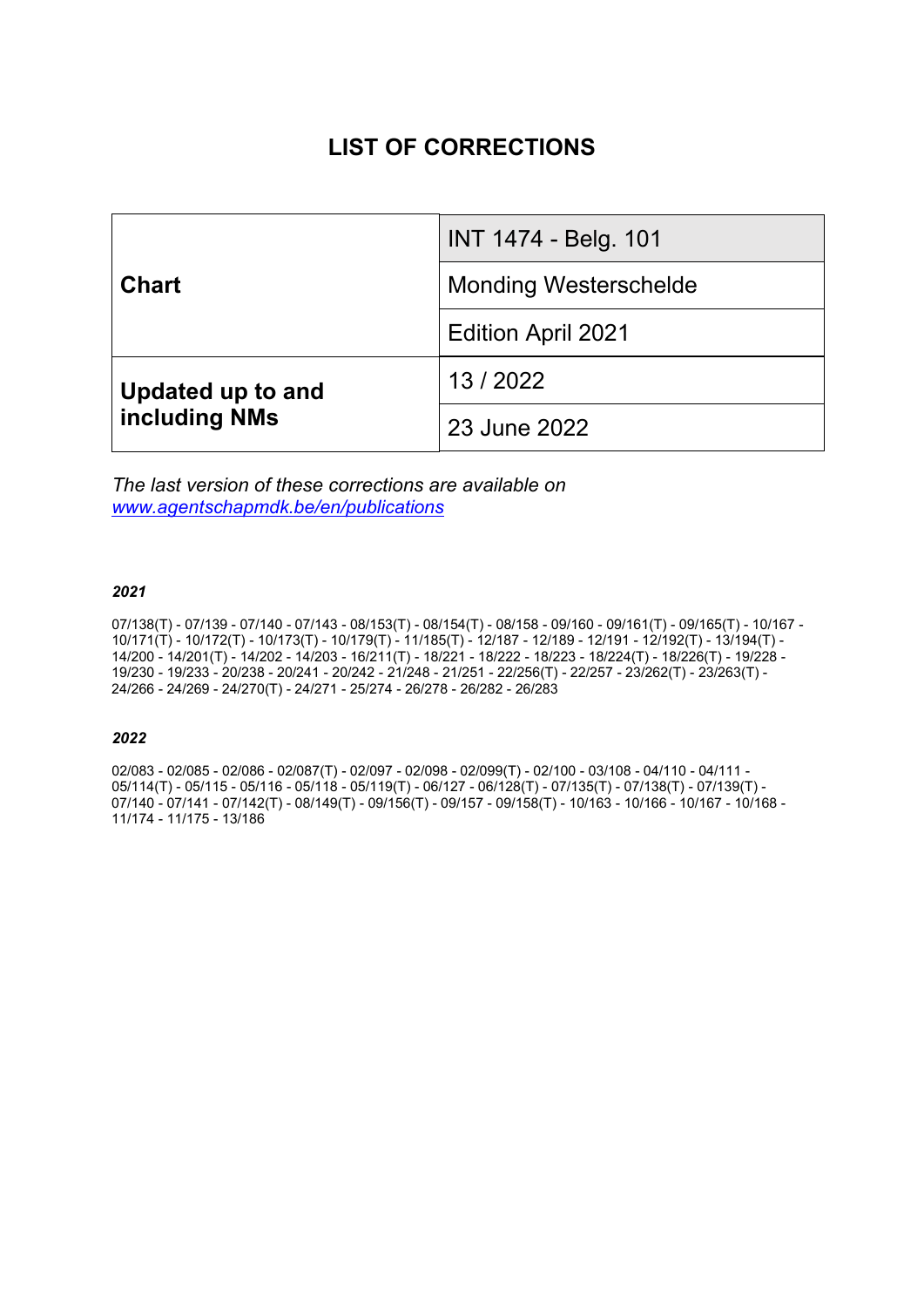# LIST OF CORRECTIONS

| | | |
|---|---|---|
| **Chart** | INT 1474 - Belg. 101 | |
| | Monding Westerschelde | |
| | Edition April 2021 | |
| **Updated up to and including NMs** | 13 / 2022 | |
| | 23 June 2022 | |

*The last version of these corrections are available on* *[www.agentschapmdk.be/en/publications](www.agentschapmdk.be/en/publications)*

***2021***

07/138(T) - 07/139 - 07/140 - 07/143 - 08/153(T) - 08/154(T) - 08/158 - 09/160 - 09/161(T) - 09/165(T) - 10/167 - 10/171(T) - 10/172(T) - 10/173(T) - 10/179(T) - 11/185(T) - 12/187 - 12/189 - 12/191 - 12/192(T) - 13/194(T) - 14/200 - 14/201(T) - 14/202 - 14/203 - 16/211(T) - 18/221 - 18/222 - 18/223 - 18/224(T) - 18/226(T) - 19/228 - 19/230 - 19/233 - 20/238 - 20/241 - 20/242 - 21/248 - 21/251 - 22/256(T) - 22/257 - 23/262(T) - 23/263(T) - 24/266 - 24/269 - 24/270(T) - 24/271 - 25/274 - 26/278 - 26/282 - 26/283

***2022***

02/083 - 02/085 - 02/086 - 02/087(T) - 02/097 - 02/098 - 02/099(T) - 02/100 - 03/108 - 04/110 - 04/111 - 05/114(T) - 05/115 - 05/116 - 05/118 - 05/119(T) - 06/127 - 06/128(T) - 07/135(T) - 07/138(T) - 07/139(T) - 07/140 - 07/141 - 07/142(T) - 08/149(T) - 09/156(T) - 09/157 - 09/158(T) - 10/163 - 10/166 - 10/167 - 10/168 - 11/174 - 11/175 - 13/186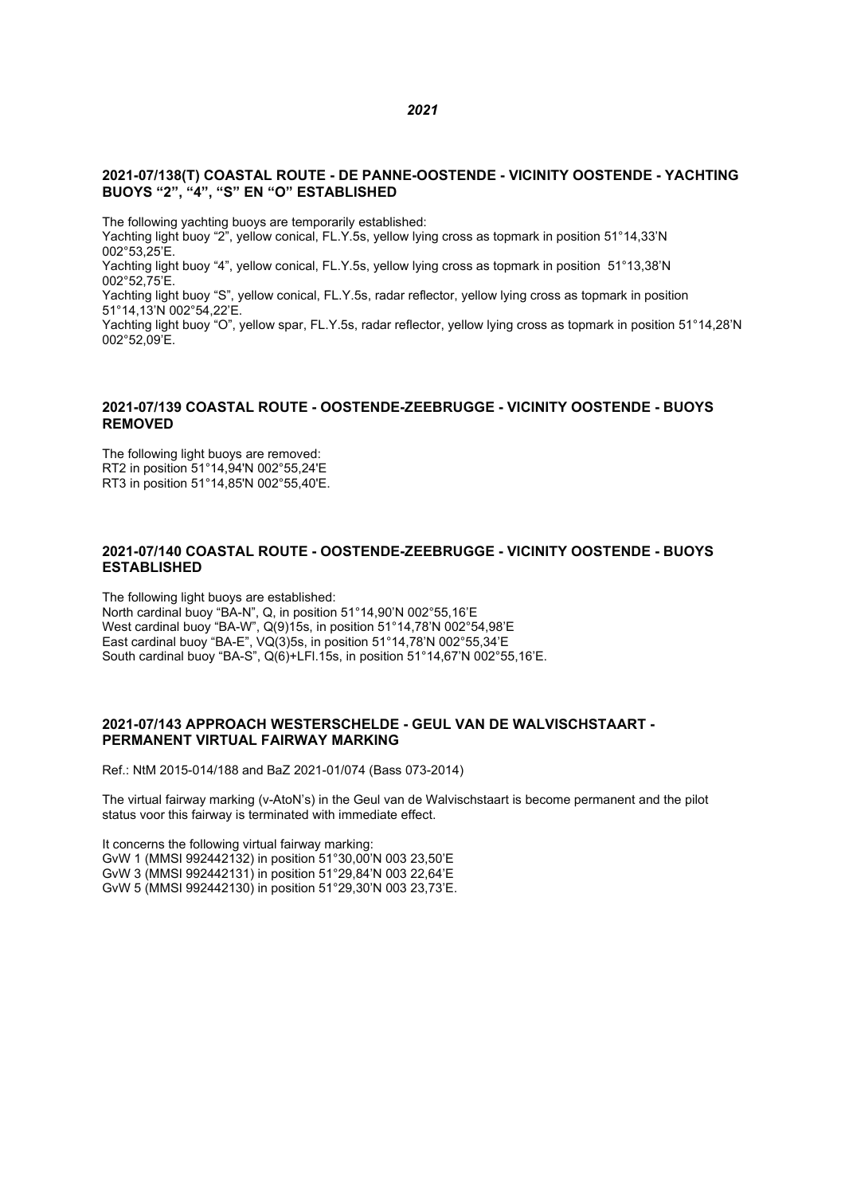*2021*

### 2021-07/138(T) COASTAL ROUTE - DE PANNE-OOSTENDE - VICINITY OOSTENDE - YACHTING BUOYS "2", "4", "S" EN "O" ESTABLISHED

The following yachting buoys are temporarily established:
Yachting light buoy "2", yellow conical, FL.Y.5s, yellow lying cross as topmark in position 51°14,33'N 002°53,25'E.
Yachting light buoy "4", yellow conical, FL.Y.5s, yellow lying cross as topmark in position 51°13,38'N 002°52,75'E.
Yachting light buoy "S", yellow conical, FL.Y.5s, radar reflector, yellow lying cross as topmark in position 51°14,13'N 002°54,22'E.
Yachting light buoy "O", yellow spar, FL.Y.5s, radar reflector, yellow lying cross as topmark in position 51°14,28'N 002°52,09'E.

### 2021-07/139 COASTAL ROUTE - OOSTENDE-ZEEBRUGGE - VICINITY OOSTENDE - BUOYS REMOVED

The following light buoys are removed:
RT2 in position 51°14,94'N 002°55,24'E
RT3 in position 51°14,85'N 002°55,40'E.

### 2021-07/140 COASTAL ROUTE - OOSTENDE-ZEEBRUGGE - VICINITY OOSTENDE - BUOYS ESTABLISHED

The following light buoys are established:
North cardinal buoy "BA-N", Q, in position 51°14,90'N 002°55,16'E
West cardinal buoy "BA-W", Q(9)15s, in position 51°14,78'N 002°54,98'E
East cardinal buoy "BA-E", VQ(3)5s, in position 51°14,78'N 002°55,34'E
South cardinal buoy "BA-S", Q(6)+LFl.15s, in position 51°14,67'N 002°55,16'E.

### 2021-07/143 APPROACH WESTERSCHELDE - GEUL VAN DE WALVISCHSTAART - PERMANENT VIRTUAL FAIRWAY MARKING

Ref.: NtM 2015-014/188 and BaZ 2021-01/074 (Bass 073-2014)

The virtual fairway marking (v-AtoN's) in the Geul van de Walvischstaart is become permanent and the pilot status voor this fairway is terminated with immediate effect.

It concerns the following virtual fairway marking:
GvW 1 (MMSI 992442132) in position 51°30,00'N 003 23,50'E
GvW 3 (MMSI 992442131) in position 51°29,84'N 003 22,64'E
GvW 5 (MMSI 992442130) in position 51°29,30'N 003 23,73'E.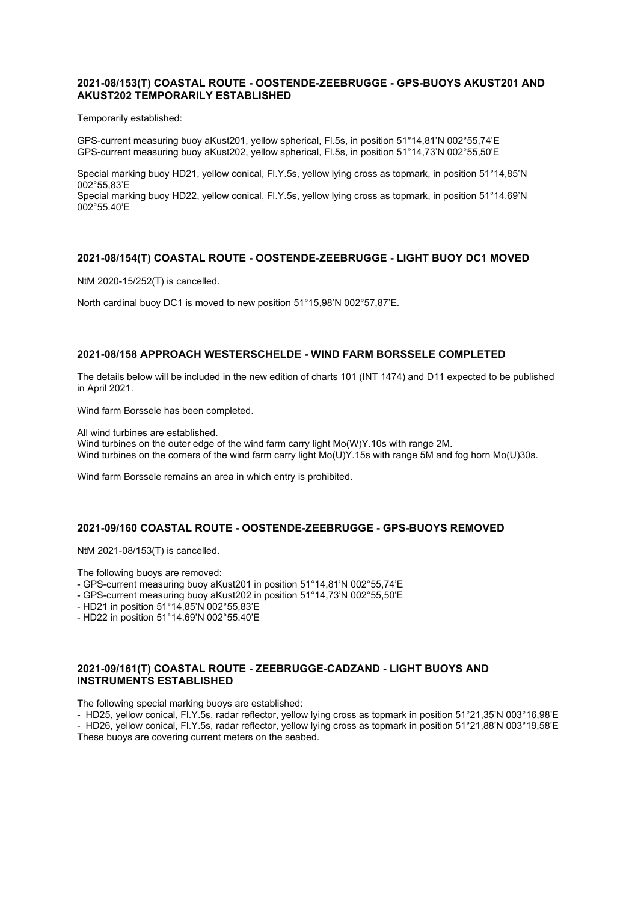### 2021-08/153(T) COASTAL ROUTE - OOSTENDE-ZEEBRUGGE - GPS-BUOYS AKUST201 AND AKUST202 TEMPORARILY ESTABLISHED

Temporarily established:

GPS-current measuring buoy aKust201, yellow spherical, Fl.5s, in position 51°14,81'N 002°55,74'E
GPS-current measuring buoy aKust202, yellow spherical, Fl.5s, in position 51°14,73'N 002°55,50'E

Special marking buoy HD21, yellow conical, Fl.Y.5s, yellow lying cross as topmark, in position 51°14,85'N 002°55,83'E
Special marking buoy HD22, yellow conical, Fl.Y.5s, yellow lying cross as topmark, in position 51°14.69'N 002°55.40'E

### 2021-08/154(T) COASTAL ROUTE - OOSTENDE-ZEEBRUGGE - LIGHT BUOY DC1 MOVED

NtM 2020-15/252(T) is cancelled.

North cardinal buoy DC1 is moved to new position 51°15,98'N 002°57,87'E.

### 2021-08/158 APPROACH WESTERSCHELDE - WIND FARM BORSSELE COMPLETED

The details below will be included in the new edition of charts 101 (INT 1474) and D11 expected to be published in April 2021.

Wind farm Borssele has been completed.

All wind turbines are established.
Wind turbines on the outer edge of the wind farm carry light Mo(W)Y.10s with range 2M.
Wind turbines on the corners of the wind farm carry light Mo(U)Y.15s with range 5M and fog horn Mo(U)30s.

Wind farm Borssele remains an area in which entry is prohibited.

### 2021-09/160 COASTAL ROUTE - OOSTENDE-ZEEBRUGGE - GPS-BUOYS REMOVED

NtM 2021-08/153(T) is cancelled.

The following buoys are removed:
- GPS-current measuring buoy aKust201 in position 51°14,81'N 002°55,74'E
- GPS-current measuring buoy aKust202 in position 51°14,73'N 002°55,50'E
- HD21 in position 51°14,85'N 002°55,83'E
- HD22 in position 51°14.69'N 002°55.40'E

### 2021-09/161(T) COASTAL ROUTE - ZEEBRUGGE-CADZAND - LIGHT BUOYS AND INSTRUMENTS ESTABLISHED

The following special marking buoys are established:
- HD25, yellow conical, Fl.Y.5s, radar reflector, yellow lying cross as topmark in position 51°21,35'N 003°16,98'E
- HD26, yellow conical, Fl.Y.5s, radar reflector, yellow lying cross as topmark in position 51°21,88'N 003°19,58'E

These buoys are covering current meters on the seabed.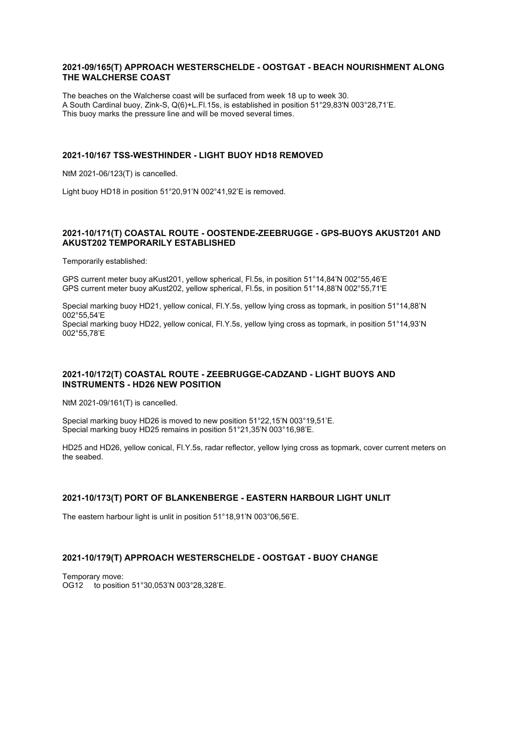### 2021-09/165(T) APPROACH WESTERSCHELDE - OOSTGAT - BEACH NOURISHMENT ALONG THE WALCHERSE COAST

The beaches on the Walcherse coast will be surfaced from week 18 up to week 30.
A South Cardinal buoy, Zink-S, Q(6)+L.Fl.15s, is established in position 51°29,83'N 003°28,71'E.
This buoy marks the pressure line and will be moved several times.

### 2021-10/167 TSS-WESTHINDER - LIGHT BUOY HD18 REMOVED

NtM 2021-06/123(T) is cancelled.

Light buoy HD18 in position 51°20,91'N 002°41,92'E is removed.

### 2021-10/171(T) COASTAL ROUTE - OOSTENDE-ZEEBRUGGE - GPS-BUOYS AKUST201 AND AKUST202 TEMPORARILY ESTABLISHED

Temporarily established:

GPS current meter buoy aKust201, yellow spherical, Fl.5s, in position 51°14,84'N 002°55,46'E
GPS current meter buoy aKust202, yellow spherical, Fl.5s, in position 51°14,88'N 002°55,71'E

Special marking buoy HD21, yellow conical, Fl.Y.5s, yellow lying cross as topmark, in position 51°14,88'N 002°55,54'E
Special marking buoy HD22, yellow conical, Fl.Y.5s, yellow lying cross as topmark, in position 51°14,93'N 002°55,78'E

### 2021-10/172(T) COASTAL ROUTE - ZEEBRUGGE-CADZAND - LIGHT BUOYS AND INSTRUMENTS - HD26 NEW POSITION

NtM 2021-09/161(T) is cancelled.

Special marking buoy HD26 is moved to new position 51°22,15'N 003°19,51'E.
Special marking buoy HD25 remains in position 51°21,35'N 003°16,98'E.

HD25 and HD26, yellow conical, Fl.Y.5s, radar reflector, yellow lying cross as topmark, cover current meters on the seabed.

### 2021-10/173(T) PORT OF BLANKENBERGE - EASTERN HARBOUR LIGHT UNLIT

The eastern harbour light is unlit in position 51°18,91'N 003°06,56'E.

### 2021-10/179(T) APPROACH WESTERSCHELDE - OOSTGAT - BUOY CHANGE

Temporary move:
OG12 to position 51°30,053'N 003°28,328'E.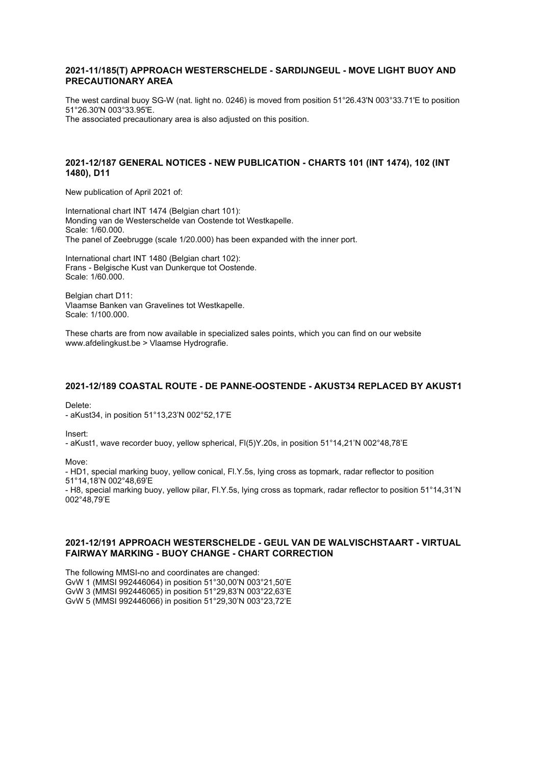## 2021-11/185(T) APPROACH WESTERSCHELDE - SARDIJNGEUL - MOVE LIGHT BUOY AND PRECAUTIONARY AREA

The west cardinal buoy SG-W (nat. light no. 0246) is moved from position 51°26.43'N 003°33.71'E to position 51°26.30'N 003°33.95'E.
The associated precautionary area is also adjusted on this position.

## 2021-12/187 GENERAL NOTICES - NEW PUBLICATION - CHARTS 101 (INT 1474), 102 (INT 1480), D11

New publication of April 2021 of:

International chart INT 1474 (Belgian chart 101):
Monding van de Westerschelde van Oostende tot Westkapelle.
Scale: 1/60.000.
The panel of Zeebrugge (scale 1/20.000) has been expanded with the inner port.

International chart INT 1480 (Belgian chart 102):
Frans - Belgische Kust van Dunkerque tot Oostende.
Scale: 1/60.000.

Belgian chart D11:
Vlaamse Banken van Gravelines tot Westkapelle.
Scale: 1/100.000.

These charts are from now available in specialized sales points, which you can find on our website www.afdelingkust.be > Vlaamse Hydrografie.

## 2021-12/189 COASTAL ROUTE - DE PANNE-OOSTENDE - AKUST34 REPLACED BY AKUST1

Delete:
- aKust34, in position 51°13,23'N 002°52,17'E

Insert:
- aKust1, wave recorder buoy, yellow spherical, Fl(5)Y.20s, in position 51°14,21'N 002°48,78'E

Move:
- HD1, special marking buoy, yellow conical, Fl.Y.5s, lying cross as topmark, radar reflector to position 51°14,18'N 002°48,69'E
- H8, special marking buoy, yellow pilar, Fl.Y.5s, lying cross as topmark, radar reflector to position 51°14,31'N 002°48,79'E

## 2021-12/191 APPROACH WESTERSCHELDE - GEUL VAN DE WALVISCHSTAART - VIRTUAL FAIRWAY MARKING - BUOY CHANGE - CHART CORRECTION

The following MMSI-no and coordinates are changed:
GvW 1 (MMSI 992446064) in position 51°30,00'N 003°21,50'E
GvW 3 (MMSI 992446065) in position 51°29,83'N 003°22,63'E
GvW 5 (MMSI 992446066) in position 51°29,30'N 003°23,72'E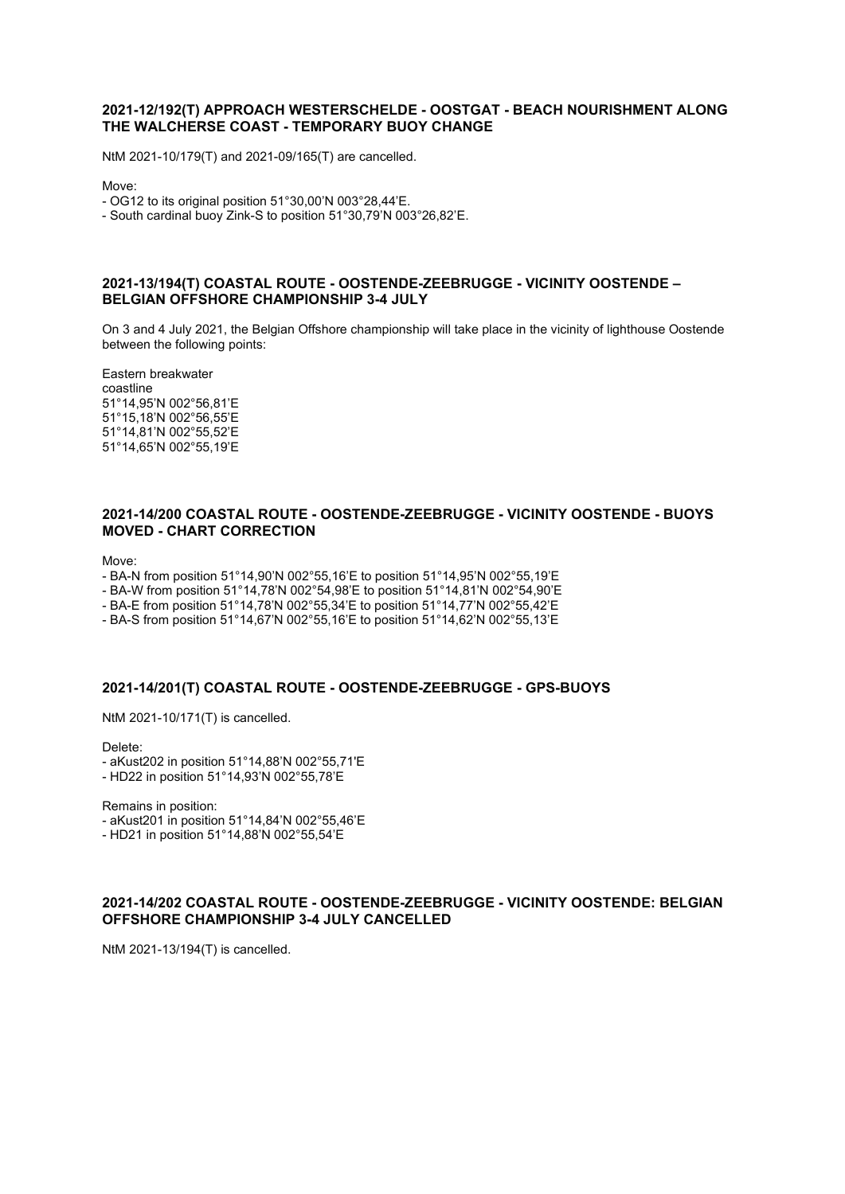## 2021-12/192(T) APPROACH WESTERSCHELDE - OOSTGAT - BEACH NOURISHMENT ALONG THE WALCHERSE COAST - TEMPORARY BUOY CHANGE

NtM 2021-10/179(T) and 2021-09/165(T) are cancelled.

Move:

- OG12 to its original position 51°30,00'N 003°28,44'E.
- South cardinal buoy Zink-S to position 51°30,79'N 003°26,82'E.

## 2021-13/194(T) COASTAL ROUTE - OOSTENDE-ZEEBRUGGE - VICINITY OOSTENDE – BELGIAN OFFSHORE CHAMPIONSHIP 3-4 JULY

On 3 and 4 July 2021, the Belgian Offshore championship will take place in the vicinity of lighthouse Oostende between the following points:

Eastern breakwater
coastline
51°14,95'N 002°56,81'E
51°15,18'N 002°56,55'E
51°14,81'N 002°55,52'E
51°14,65'N 002°55,19'E

## 2021-14/200 COASTAL ROUTE - OOSTENDE-ZEEBRUGGE - VICINITY OOSTENDE - BUOYS MOVED - CHART CORRECTION

Move:

- BA-N from position 51°14,90'N 002°55,16'E to position 51°14,95'N 002°55,19'E
- BA-W from position 51°14,78'N 002°54,98'E to position 51°14,81'N 002°54,90'E
- BA-E from position 51°14,78'N 002°55,34'E to position 51°14,77'N 002°55,42'E
- BA-S from position 51°14,67'N 002°55,16'E to position 51°14,62'N 002°55,13'E

## 2021-14/201(T) COASTAL ROUTE - OOSTENDE-ZEEBRUGGE - GPS-BUOYS

NtM 2021-10/171(T) is cancelled.

Delete:

- aKust202 in position 51°14,88'N 002°55,71'E
- HD22 in position 51°14,93'N 002°55,78'E

Remains in position:

- aKust201 in position 51°14,84'N 002°55,46'E
- HD21 in position 51°14,88'N 002°55,54'E

## 2021-14/202 COASTAL ROUTE - OOSTENDE-ZEEBRUGGE - VICINITY OOSTENDE: BELGIAN OFFSHORE CHAMPIONSHIP 3-4 JULY CANCELLED

NtM 2021-13/194(T) is cancelled.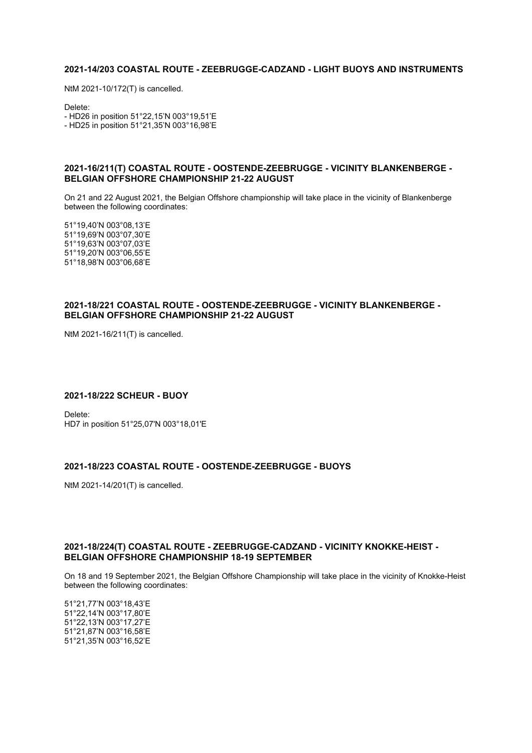## 2021-14/203 COASTAL ROUTE - ZEEBRUGGE-CADZAND - LIGHT BUOYS AND INSTRUMENTS

NtM 2021-10/172(T) is cancelled.

Delete:
- HD26 in position 51°22,15'N 003°19,51'E
- HD25 in position 51°21,35'N 003°16,98'E

## 2021-16/211(T) COASTAL ROUTE - OOSTENDE-ZEEBRUGGE - VICINITY BLANKENBERGE - BELGIAN OFFSHORE CHAMPIONSHIP 21-22 AUGUST

On 21 and 22 August 2021, the Belgian Offshore championship will take place in the vicinity of Blankenberge between the following coordinates:

51°19,40'N 003°08,13'E
51°19,69'N 003°07,30'E
51°19,63'N 003°07,03'E
51°19,20'N 003°06,55'E
51°18,98'N 003°06,68'E

## 2021-18/221 COASTAL ROUTE - OOSTENDE-ZEEBRUGGE - VICINITY BLANKENBERGE - BELGIAN OFFSHORE CHAMPIONSHIP 21-22 AUGUST

NtM 2021-16/211(T) is cancelled.

## 2021-18/222 SCHEUR - BUOY

Delete:
HD7 in position 51°25,07'N 003°18,01'E

## 2021-18/223 COASTAL ROUTE - OOSTENDE-ZEEBRUGGE - BUOYS

NtM 2021-14/201(T) is cancelled.

## 2021-18/224(T) COASTAL ROUTE - ZEEBRUGGE-CADZAND - VICINITY KNOKKE-HEIST - BELGIAN OFFSHORE CHAMPIONSHIP 18-19 SEPTEMBER

On 18 and 19 September 2021, the Belgian Offshore Championship will take place in the vicinity of Knokke-Heist between the following coordinates:

51°21,77'N 003°18,43'E
51°22,14'N 003°17,80'E
51°22,13'N 003°17,27'E
51°21,87'N 003°16,58'E
51°21,35'N 003°16,52'E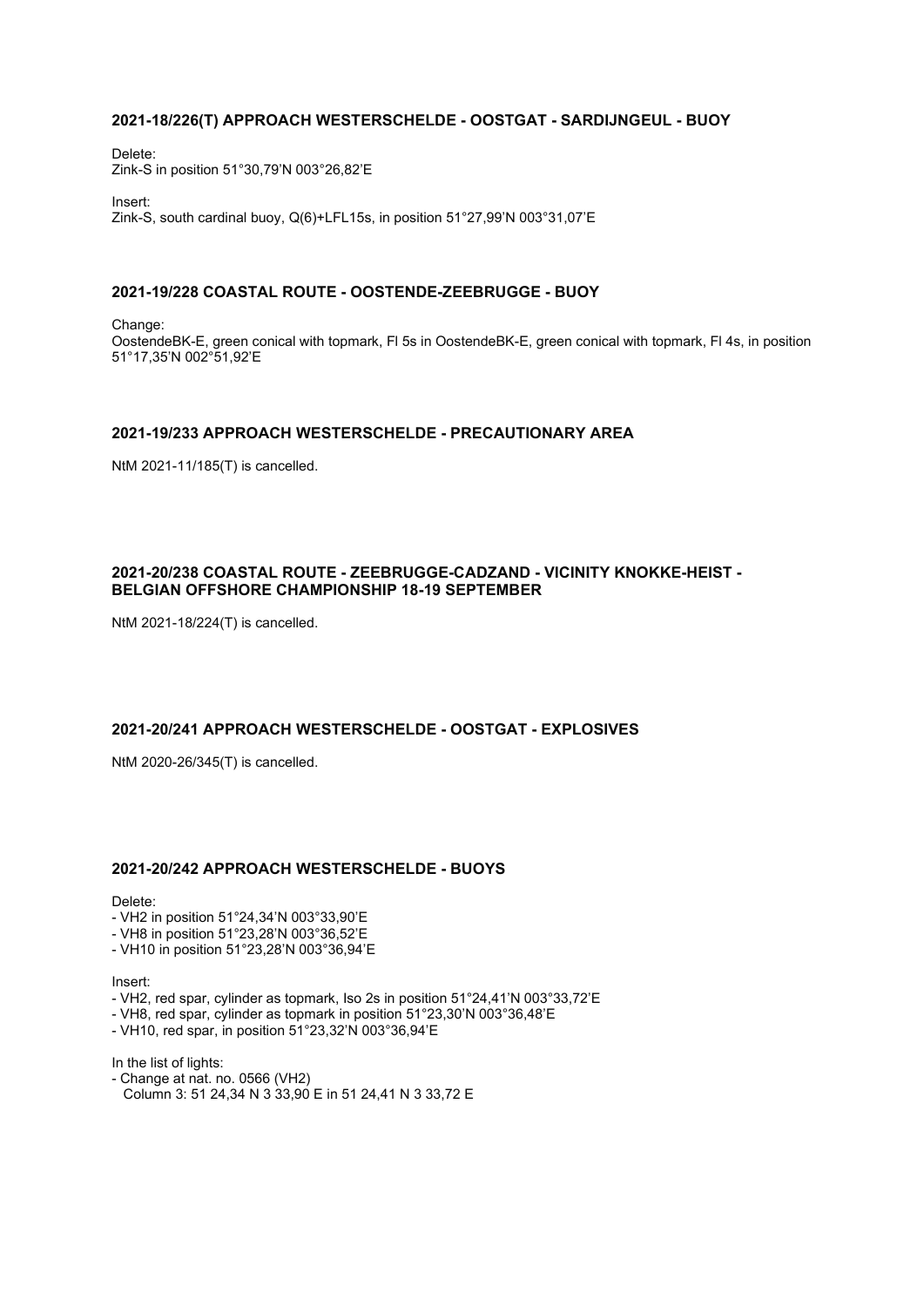### 2021-18/226(T) APPROACH WESTERSCHELDE - OOSTGAT - SARDIJNGEUL - BUOY

Delete:
Zink-S in position 51°30,79'N 003°26,82'E

Insert:
Zink-S, south cardinal buoy, Q(6)+LFL15s, in position 51°27,99'N 003°31,07'E

### 2021-19/228 COASTAL ROUTE - OOSTENDE-ZEEBRUGGE - BUOY

Change:
OostendeBK-E, green conical with topmark, Fl 5s in OostendeBK-E, green conical with topmark, Fl 4s, in position 51°17,35'N 002°51,92'E

### 2021-19/233 APPROACH WESTERSCHELDE - PRECAUTIONARY AREA

NtM 2021-11/185(T) is cancelled.

### 2021-20/238 COASTAL ROUTE - ZEEBRUGGE-CADZAND - VICINITY KNOKKE-HEIST - BELGIAN OFFSHORE CHAMPIONSHIP 18-19 SEPTEMBER

NtM 2021-18/224(T) is cancelled.

### 2021-20/241 APPROACH WESTERSCHELDE - OOSTGAT - EXPLOSIVES

NtM 2020-26/345(T) is cancelled.

### 2021-20/242 APPROACH WESTERSCHELDE - BUOYS

Delete:
- VH2 in position 51°24,34'N 003°33,90'E
- VH8 in position 51°23,28'N 003°36,52'E
- VH10 in position 51°23,28'N 003°36,94'E

Insert:
- VH2, red spar, cylinder as topmark, Iso 2s in position 51°24,41'N 003°33,72'E
- VH8, red spar, cylinder as topmark in position 51°23,30'N 003°36,48'E
- VH10, red spar, in position 51°23,32'N 003°36,94'E

In the list of lights:
- Change at nat. no. 0566 (VH2)
  Column 3: 51 24,34 N 3 33,90 E in 51 24,41 N 3 33,72 E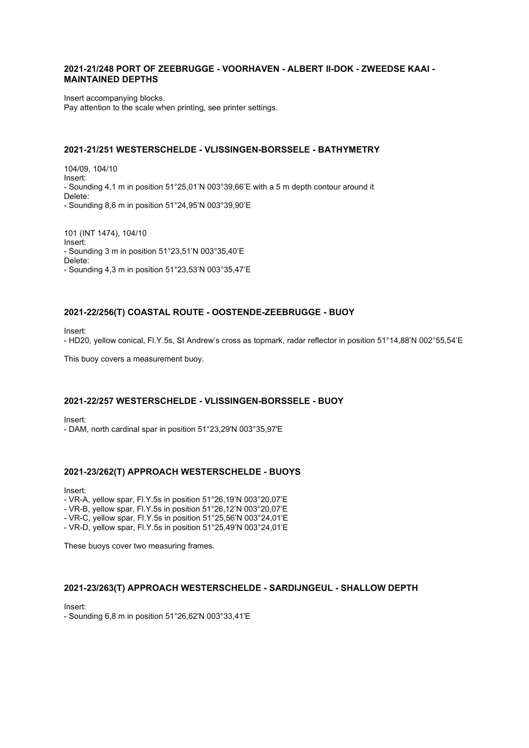### 2021-21/248 PORT OF ZEEBRUGGE - VOORHAVEN - ALBERT II-DOK - ZWEEDSE KAAI - MAINTAINED DEPTHS

Insert accompanying blocks.
Pay attention to the scale when printing, see printer settings.

### 2021-21/251 WESTERSCHELDE - VLISSINGEN-BORSSELE - BATHYMETRY

104/09, 104/10
Insert:
- Sounding 4,1 m in position 51°25,01'N 003°39,66'E with a 5 m depth contour around it

Delete:
- Sounding 8,6 m in position 51°24,95'N 003°39,90'E

101 (INT 1474), 104/10
Insert:
- Sounding 3 m in position 51°23,51'N 003°35,40'E

Delete:
- Sounding 4,3 m in position 51°23,53'N 003°35,47'E

### 2021-22/256(T) COASTAL ROUTE - OOSTENDE-ZEEBRUGGE - BUOY

Insert:
- HD20, yellow conical, Fl.Y.5s, St Andrew's cross as topmark, radar reflector in position 51°14,88'N 002°55,54'E

This buoy covers a measurement buoy.

### 2021-22/257 WESTERSCHELDE - VLISSINGEN-BORSSELE - BUOY

Insert:
- DAM, north cardinal spar in position 51°23,29'N 003°35,97'E

### 2021-23/262(T) APPROACH WESTERSCHELDE - BUOYS

Insert:
- VR-A, yellow spar, Fl.Y.5s in position 51°26,19'N 003°20,07'E
- VR-B, yellow spar, Fl.Y.5s in position 51°26,12'N 003°20,07'E
- VR-C, yellow spar, Fl.Y.5s in position 51°25,56'N 003°24,01'E
- VR-D, yellow spar, Fl.Y.5s in position 51°25,49'N 003°24,01'E

These buoys cover two measuring frames.

### 2021-23/263(T) APPROACH WESTERSCHELDE - SARDIJNGEUL - SHALLOW DEPTH

Insert:
- Sounding 6,8 m in position 51°26,62'N 003°33,41'E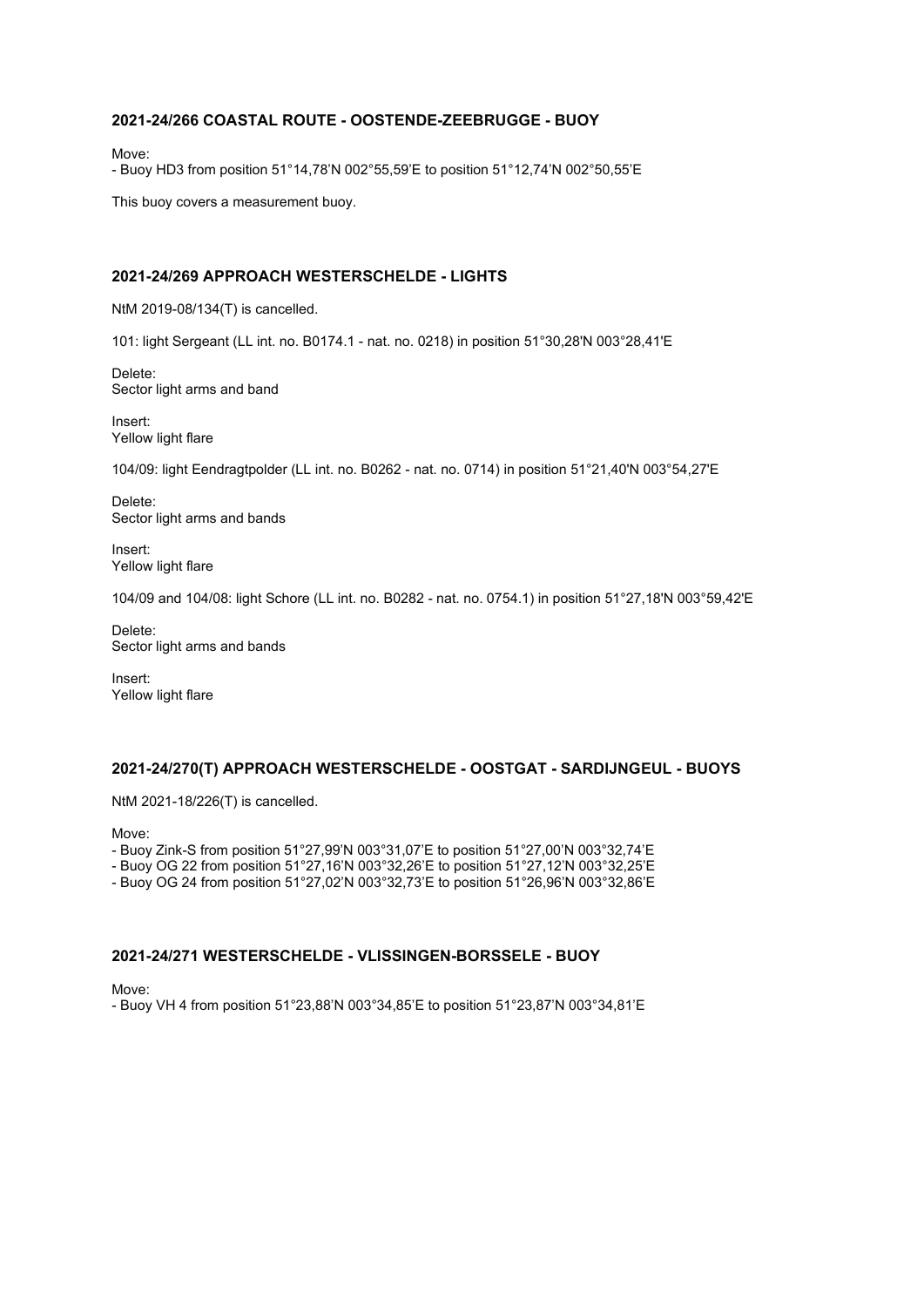### 2021-24/266 COASTAL ROUTE - OOSTENDE-ZEEBRUGGE - BUOY

Move:

- Buoy HD3 from position 51°14,78'N 002°55,59'E to position 51°12,74'N 002°50,55'E

This buoy covers a measurement buoy.

### 2021-24/269 APPROACH WESTERSCHELDE - LIGHTS

NtM 2019-08/134(T) is cancelled.

101: light Sergeant (LL int. no. B0174.1 - nat. no. 0218) in position 51°30,28'N 003°28,41'E

Delete:
Sector light arms and band

Insert:
Yellow light flare

104/09: light Eendragtpolder (LL int. no. B0262 - nat. no. 0714) in position 51°21,40'N 003°54,27'E

Delete:
Sector light arms and bands

Insert:
Yellow light flare

104/09 and 104/08: light Schore (LL int. no. B0282 - nat. no. 0754.1) in position 51°27,18'N 003°59,42'E

Delete:
Sector light arms and bands

Insert:
Yellow light flare

### 2021-24/270(T) APPROACH WESTERSCHELDE - OOSTGAT - SARDIJNGEUL - BUOYS

NtM 2021-18/226(T) is cancelled.

Move:

- Buoy Zink-S from position 51°27,99'N 003°31,07'E to position 51°27,00'N 003°32,74'E
- Buoy OG 22 from position 51°27,16'N 003°32,26'E to position 51°27,12'N 003°32,25'E
- Buoy OG 24 from position 51°27,02'N 003°32,73'E to position 51°26,96'N 003°32,86'E

### 2021-24/271 WESTERSCHELDE - VLISSINGEN-BORSSELE - BUOY

Move:

- Buoy VH 4 from position 51°23,88'N 003°34,85'E to position 51°23,87'N 003°34,81'E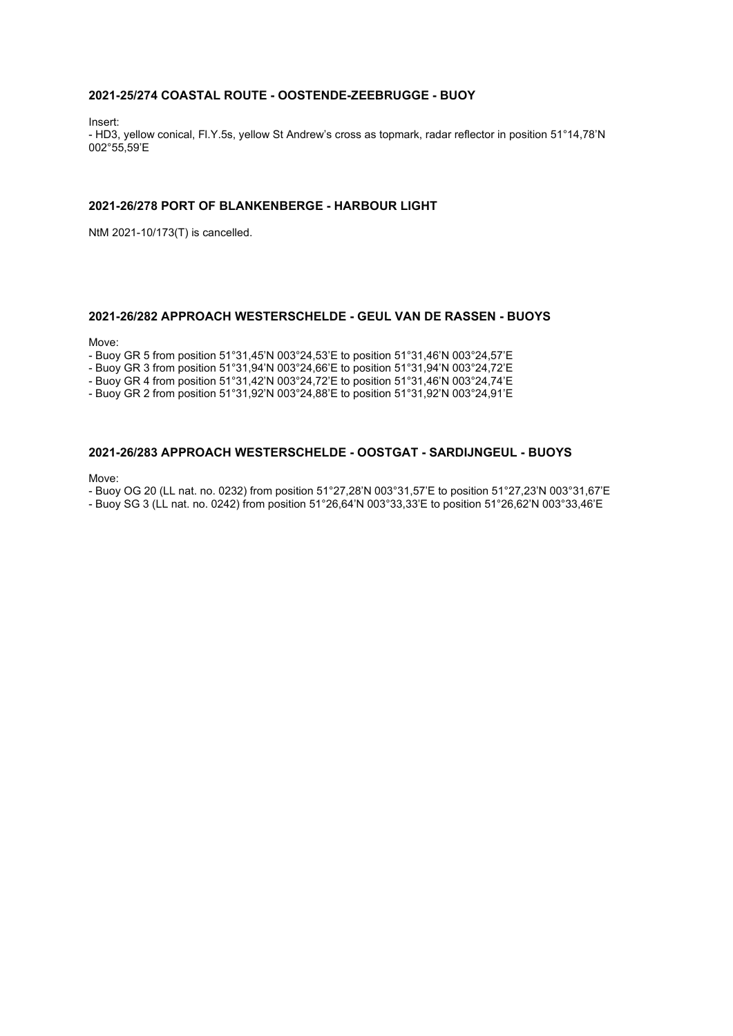### 2021-25/274 COASTAL ROUTE - OOSTENDE-ZEEBRUGGE - BUOY

Insert:
- HD3, yellow conical, Fl.Y.5s, yellow St Andrew's cross as topmark, radar reflector in position 51°14,78'N 002°55,59'E

### 2021-26/278 PORT OF BLANKENBERGE - HARBOUR LIGHT

NtM 2021-10/173(T) is cancelled.

### 2021-26/282 APPROACH WESTERSCHELDE - GEUL VAN DE RASSEN - BUOYS

Move:
- Buoy GR 5 from position 51°31,45'N 003°24,53'E to position 51°31,46'N 003°24,57'E
- Buoy GR 3 from position 51°31,94'N 003°24,66'E to position 51°31,94'N 003°24,72'E
- Buoy GR 4 from position 51°31,42'N 003°24,72'E to position 51°31,46'N 003°24,74'E
- Buoy GR 2 from position 51°31,92'N 003°24,88'E to position 51°31,92'N 003°24,91'E

### 2021-26/283 APPROACH WESTERSCHELDE - OOSTGAT - SARDIJNGEUL - BUOYS

Move:
- Buoy OG 20 (LL nat. no. 0232) from position 51°27,28'N 003°31,57'E to position 51°27,23'N 003°31,67'E
- Buoy SG 3 (LL nat. no. 0242) from position 51°26,64'N 003°33,33'E to position 51°26,62'N 003°33,46'E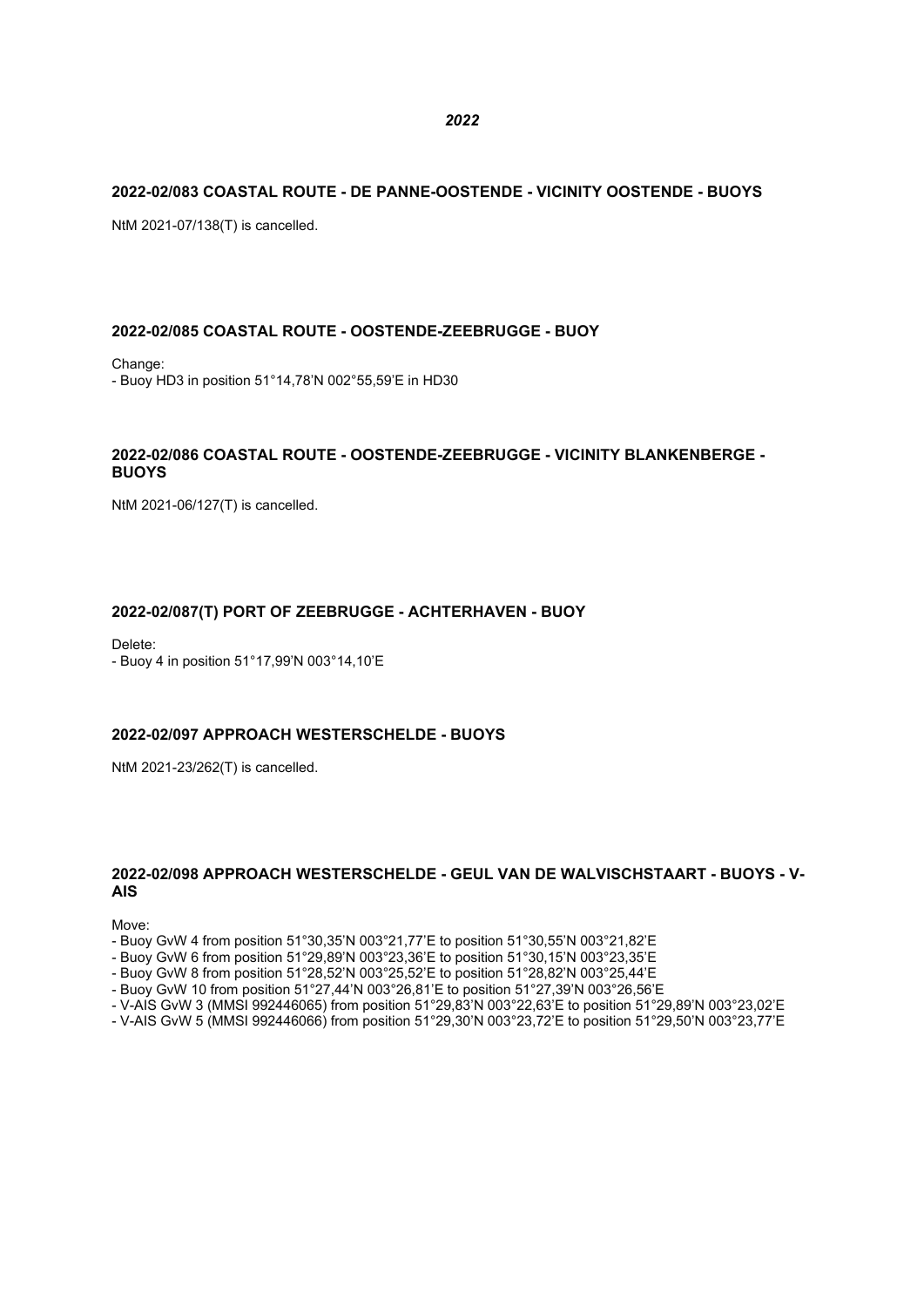*2022*

## 2022-02/083 COASTAL ROUTE - DE PANNE-OOSTENDE - VICINITY OOSTENDE - BUOYS

NtM 2021-07/138(T) is cancelled.

## 2022-02/085 COASTAL ROUTE - OOSTENDE-ZEEBRUGGE - BUOY

Change:
- Buoy HD3 in position 51°14,78'N 002°55,59'E in HD30

## 2022-02/086 COASTAL ROUTE - OOSTENDE-ZEEBRUGGE - VICINITY BLANKENBERGE - BUOYS

NtM 2021-06/127(T) is cancelled.

## 2022-02/087(T) PORT OF ZEEBRUGGE - ACHTERHAVEN - BUOY

Delete:
- Buoy 4 in position 51°17,99'N 003°14,10'E

## 2022-02/097 APPROACH WESTERSCHELDE - BUOYS

NtM 2021-23/262(T) is cancelled.

## 2022-02/098 APPROACH WESTERSCHELDE - GEUL VAN DE WALVISCHSTAART - BUOYS - V-AIS

Move:
- Buoy GvW 4 from position 51°30,35'N 003°21,77'E to position 51°30,55'N 003°21,82'E
- Buoy GvW 6 from position 51°29,89'N 003°23,36'E to position 51°30,15'N 003°23,35'E
- Buoy GvW 8 from position 51°28,52'N 003°25,52'E to position 51°28,82'N 003°25,44'E
- Buoy GvW 10 from position 51°27,44'N 003°26,81'E to position 51°27,39'N 003°26,56'E
- V-AIS GvW 3 (MMSI 992446065) from position 51°29,83'N 003°22,63'E to position 51°29,89'N 003°23,02'E
- V-AIS GvW 5 (MMSI 992446066) from position 51°29,30'N 003°23,72'E to position 51°29,50'N 003°23,77'E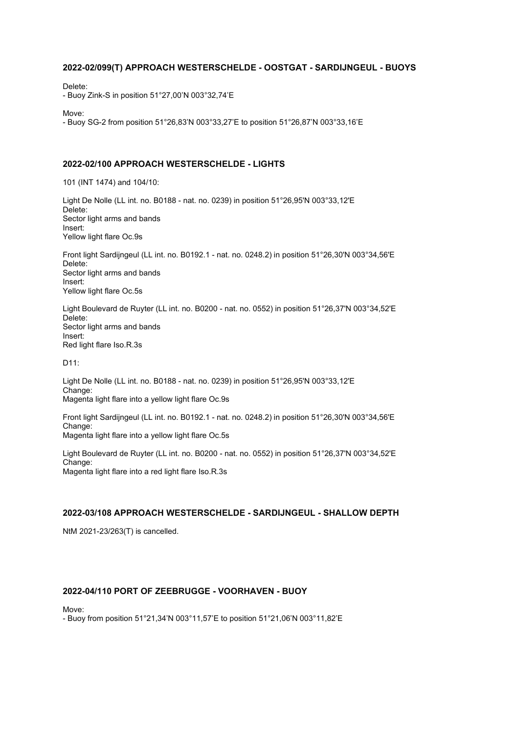### 2022-02/099(T) APPROACH WESTERSCHELDE - OOSTGAT - SARDIJNGEUL - BUOYS

Delete:
- Buoy Zink-S in position 51°27,00'N 003°32,74'E

Move:
- Buoy SG-2 from position 51°26,83'N 003°33,27'E to position 51°26,87'N 003°33,16'E

### 2022-02/100 APPROACH WESTERSCHELDE - LIGHTS

101 (INT 1474) and 104/10:

Light De Nolle (LL int. no. B0188 - nat. no. 0239) in position 51°26,95'N 003°33,12'E
Delete:
Sector light arms and bands
Insert:
Yellow light flare Oc.9s

Front light Sardijngeul (LL int. no. B0192.1 - nat. no. 0248.2) in position 51°26,30'N 003°34,56'E
Delete:
Sector light arms and bands
Insert:
Yellow light flare Oc.5s

Light Boulevard de Ruyter (LL int. no. B0200 - nat. no. 0552) in position 51°26,37'N 003°34,52'E
Delete:
Sector light arms and bands
Insert:
Red light flare Iso.R.3s

D11:

Light De Nolle (LL int. no. B0188 - nat. no. 0239) in position 51°26,95'N 003°33,12'E
Change:
Magenta light flare into a yellow light flare Oc.9s

Front light Sardijngeul (LL int. no. B0192.1 - nat. no. 0248.2) in position 51°26,30'N 003°34,56'E
Change:
Magenta light flare into a yellow light flare Oc.5s

Light Boulevard de Ruyter (LL int. no. B0200 - nat. no. 0552) in position 51°26,37'N 003°34,52'E
Change:
Magenta light flare into a red light flare Iso.R.3s

### 2022-03/108 APPROACH WESTERSCHELDE - SARDIJNGEUL - SHALLOW DEPTH

NtM 2021-23/263(T) is cancelled.

### 2022-04/110 PORT OF ZEEBRUGGE - VOORHAVEN - BUOY

Move:
- Buoy from position 51°21,34'N 003°11,57'E to position 51°21,06'N 003°11,82'E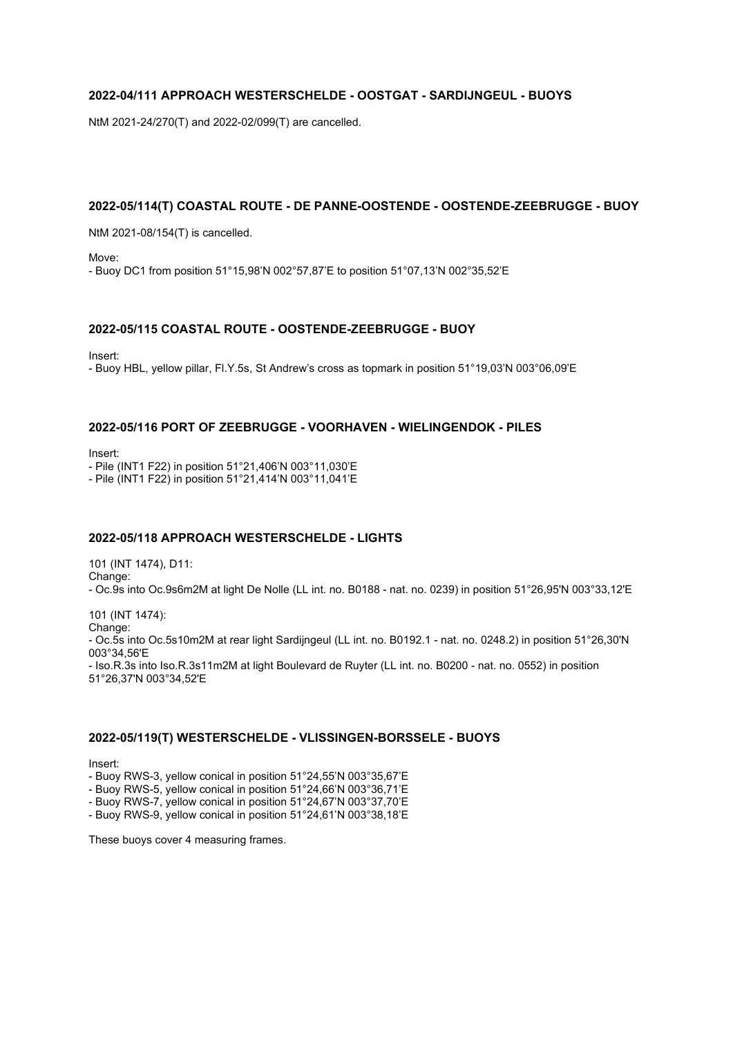### 2022-04/111 APPROACH WESTERSCHELDE - OOSTGAT - SARDIJNGEUL - BUOYS

NtM 2021-24/270(T) and 2022-02/099(T) are cancelled.

### 2022-05/114(T) COASTAL ROUTE - DE PANNE-OOSTENDE - OOSTENDE-ZEEBRUGGE - BUOY

NtM 2021-08/154(T) is cancelled.

Move:

- Buoy DC1 from position 51°15,98’N 002°57,87’E to position 51°07,13’N 002°35,52’E

### 2022-05/115 COASTAL ROUTE - OOSTENDE-ZEEBRUGGE - BUOY

Insert:

- Buoy HBL, yellow pillar, Fl.Y.5s, St Andrew’s cross as topmark in position 51°19,03’N 003°06,09’E

### 2022-05/116 PORT OF ZEEBRUGGE - VOORHAVEN - WIELINGENDOK - PILES

Insert:

- Pile (INT1 F22) in position 51°21,406’N 003°11,030’E
- Pile (INT1 F22) in position 51°21,414’N 003°11,041’E

### 2022-05/118 APPROACH WESTERSCHELDE - LIGHTS

101 (INT 1474), D11:

Change:

- Oc.9s into Oc.9s6m2M at light De Nolle (LL int. no. B0188 - nat. no. 0239) in position 51°26,95'N 003°33,12'E

101 (INT 1474):

Change:

- Oc.5s into Oc.5s10m2M at rear light Sardijngeul (LL int. no. B0192.1 - nat. no. 0248.2) in position 51°26,30'N 003°34,56'E
- Iso.R.3s into Iso.R.3s11m2M at light Boulevard de Ruyter (LL int. no. B0200 - nat. no. 0552) in position 51°26,37'N 003°34,52'E

### 2022-05/119(T) WESTERSCHELDE - VLISSINGEN-BORSSELE - BUOYS

Insert:

- Buoy RWS-3, yellow conical in position 51°24,55’N 003°35,67’E
- Buoy RWS-5, yellow conical in position 51°24,66’N 003°36,71’E
- Buoy RWS-7, yellow conical in position 51°24,67’N 003°37,70’E
- Buoy RWS-9, yellow conical in position 51°24,61’N 003°38,18’E

These buoys cover 4 measuring frames.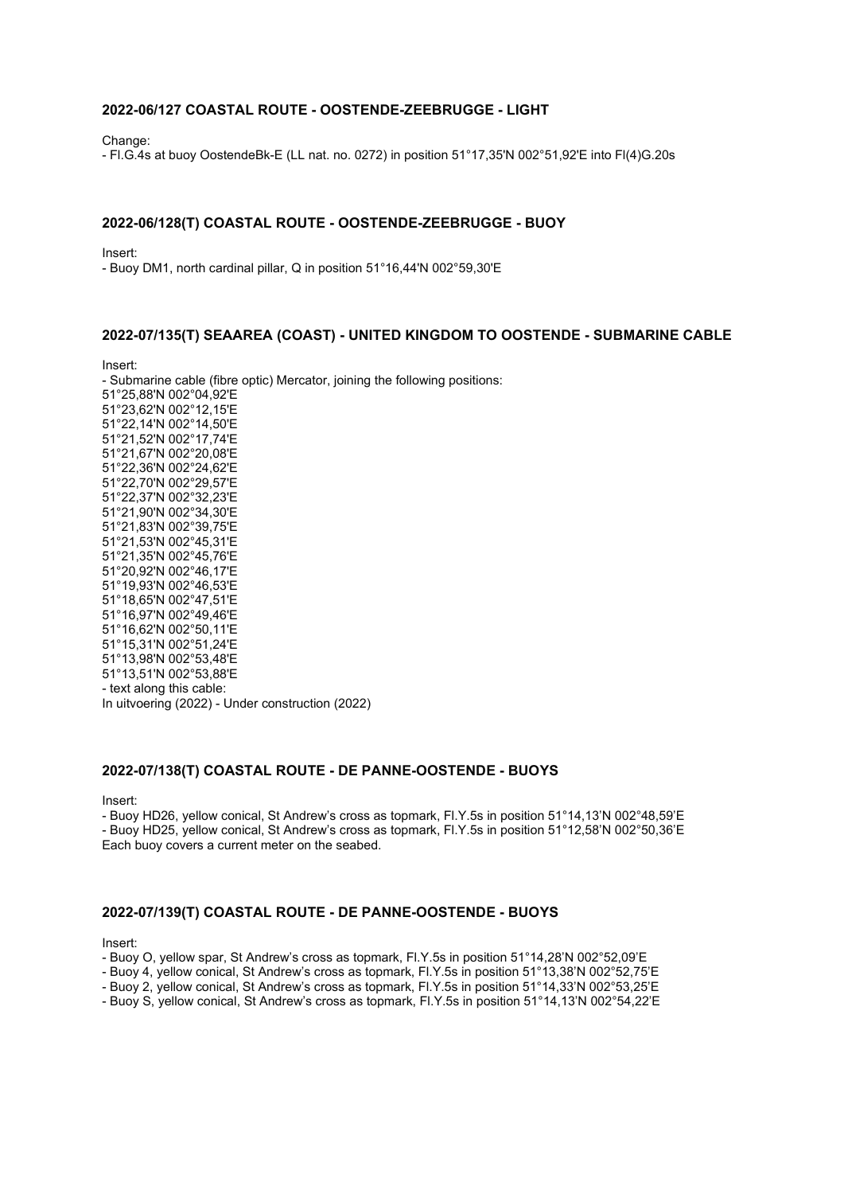### 2022-06/127 COASTAL ROUTE - OOSTENDE-ZEEBRUGGE - LIGHT

Change:

- Fl.G.4s at buoy OostendeBk-E (LL nat. no. 0272) in position 51°17,35'N 002°51,92'E into Fl(4)G.20s

### 2022-06/128(T) COASTAL ROUTE - OOSTENDE-ZEEBRUGGE - BUOY

Insert:

- Buoy DM1, north cardinal pillar, Q in position 51°16,44'N 002°59,30'E

### 2022-07/135(T) SEAAREA (COAST) - UNITED KINGDOM TO OOSTENDE - SUBMARINE CABLE

Insert:

- Submarine cable (fibre optic) Mercator, joining the following positions:

51°25,88'N 002°04,92'E
51°23,62'N 002°12,15'E
51°22,14'N 002°14,50'E
51°21,52'N 002°17,74'E
51°21,67'N 002°20,08'E
51°22,36'N 002°24,62'E
51°22,70'N 002°29,57'E
51°22,37'N 002°32,23'E
51°21,90'N 002°34,30'E
51°21,83'N 002°39,75'E
51°21,53'N 002°45,31'E
51°21,35'N 002°45,76'E
51°20,92'N 002°46,17'E
51°19,93'N 002°46,53'E
51°18,65'N 002°47,51'E
51°16,97'N 002°49,46'E
51°16,62'N 002°50,11'E
51°15,31'N 002°51,24'E
51°13,98'N 002°53,48'E
51°13,51'N 002°53,88'E

- text along this cable:

In uitvoering (2022) - Under construction (2022)

### 2022-07/138(T) COASTAL ROUTE - DE PANNE-OOSTENDE - BUOYS

Insert:

- Buoy HD26, yellow conical, St Andrew's cross as topmark, Fl.Y.5s in position 51°14,13'N 002°48,59'E
- Buoy HD25, yellow conical, St Andrew's cross as topmark, Fl.Y.5s in position 51°12,58'N 002°50,36'E

Each buoy covers a current meter on the seabed.

### 2022-07/139(T) COASTAL ROUTE - DE PANNE-OOSTENDE - BUOYS

Insert:

- Buoy O, yellow spar, St Andrew's cross as topmark, Fl.Y.5s in position 51°14,28'N 002°52,09'E
- Buoy 4, yellow conical, St Andrew's cross as topmark, Fl.Y.5s in position 51°13,38'N 002°52,75'E
- Buoy 2, yellow conical, St Andrew's cross as topmark, Fl.Y.5s in position 51°14,33'N 002°53,25'E
- Buoy S, yellow conical, St Andrew's cross as topmark, Fl.Y.5s in position 51°14,13'N 002°54,22'E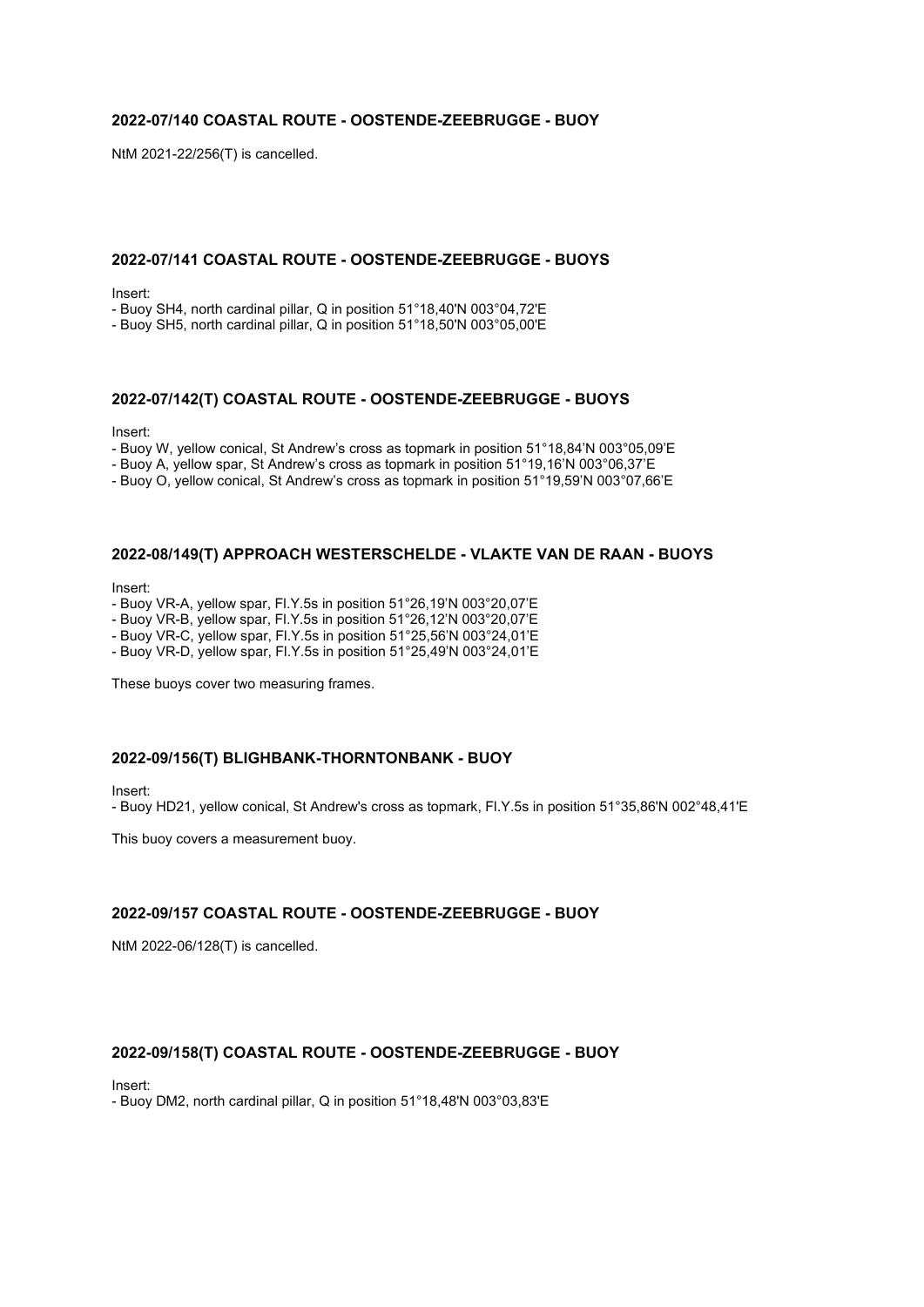### 2022-07/140 COASTAL ROUTE - OOSTENDE-ZEEBRUGGE - BUOY

NtM 2021-22/256(T) is cancelled.

### 2022-07/141 COASTAL ROUTE - OOSTENDE-ZEEBRUGGE - BUOYS

Insert:

- Buoy SH4, north cardinal pillar, Q in position 51°18,40'N 003°04,72'E
- Buoy SH5, north cardinal pillar, Q in position 51°18,50'N 003°05,00'E

### 2022-07/142(T) COASTAL ROUTE - OOSTENDE-ZEEBRUGGE - BUOYS

Insert:

- Buoy W, yellow conical, St Andrew’s cross as topmark in position 51°18,84’N 003°05,09’E
- Buoy A, yellow spar, St Andrew’s cross as topmark in position 51°19,16’N 003°06,37’E
- Buoy O, yellow conical, St Andrew’s cross as topmark in position 51°19,59’N 003°07,66’E

### 2022-08/149(T) APPROACH WESTERSCHELDE - VLAKTE VAN DE RAAN - BUOYS

Insert:

- Buoy VR-A, yellow spar, Fl.Y.5s in position 51°26,19’N 003°20,07’E
- Buoy VR-B, yellow spar, Fl.Y.5s in position 51°26,12’N 003°20,07’E
- Buoy VR-C, yellow spar, Fl.Y.5s in position 51°25,56’N 003°24,01’E
- Buoy VR-D, yellow spar, Fl.Y.5s in position 51°25,49’N 003°24,01’E

These buoys cover two measuring frames.

### 2022-09/156(T) BLIGHBANK-THORNTONBANK - BUOY

Insert:

- Buoy HD21, yellow conical, St Andrew's cross as topmark, Fl.Y.5s in position 51°35,86'N 002°48,41'E

This buoy covers a measurement buoy.

### 2022-09/157 COASTAL ROUTE - OOSTENDE-ZEEBRUGGE - BUOY

NtM 2022-06/128(T) is cancelled.

### 2022-09/158(T) COASTAL ROUTE - OOSTENDE-ZEEBRUGGE - BUOY

Insert:

- Buoy DM2, north cardinal pillar, Q in position 51°18,48'N 003°03,83'E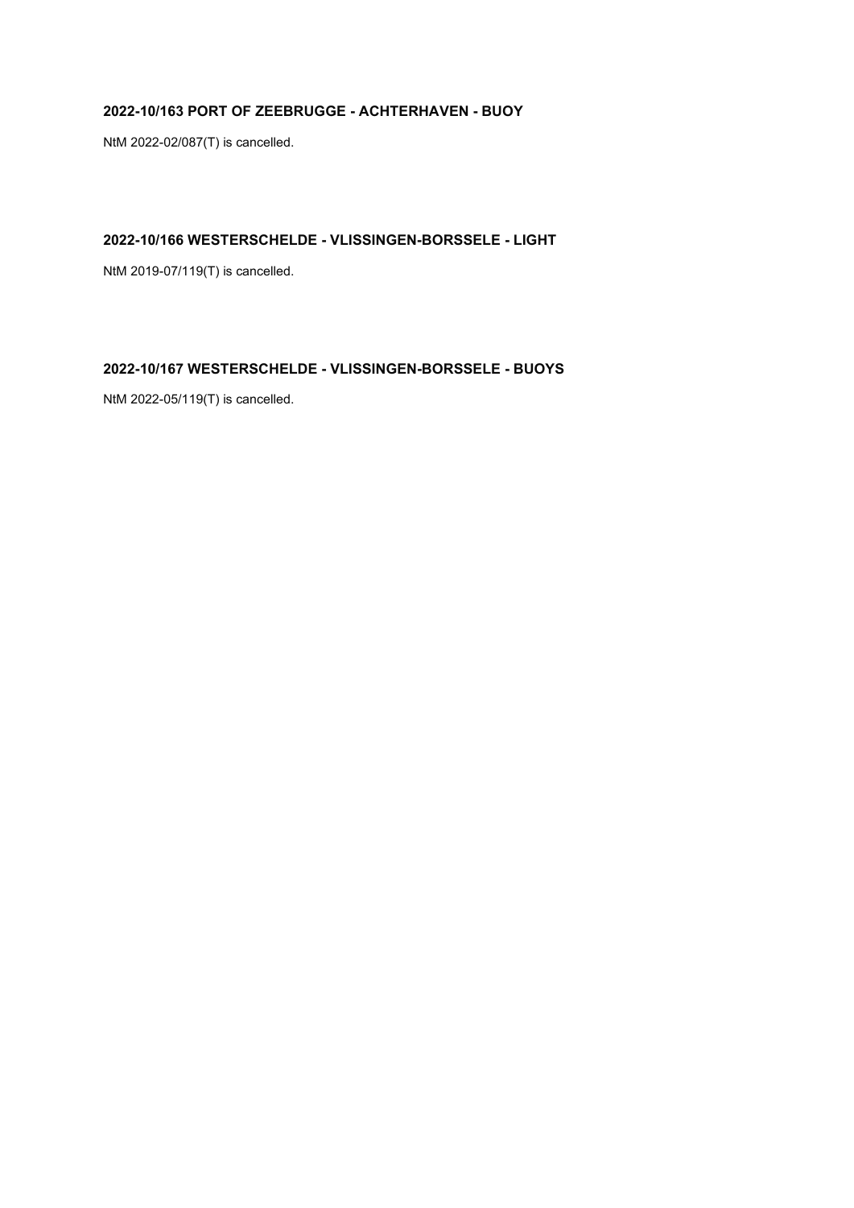### 2022-10/163 PORT OF ZEEBRUGGE - ACHTERHAVEN - BUOY

NtM 2022-02/087(T) is cancelled.

### 2022-10/166 WESTERSCHELDE - VLISSINGEN-BORSSELE - LIGHT

NtM 2019-07/119(T) is cancelled.

### 2022-10/167 WESTERSCHELDE - VLISSINGEN-BORSSELE - BUOYS

NtM 2022-05/119(T) is cancelled.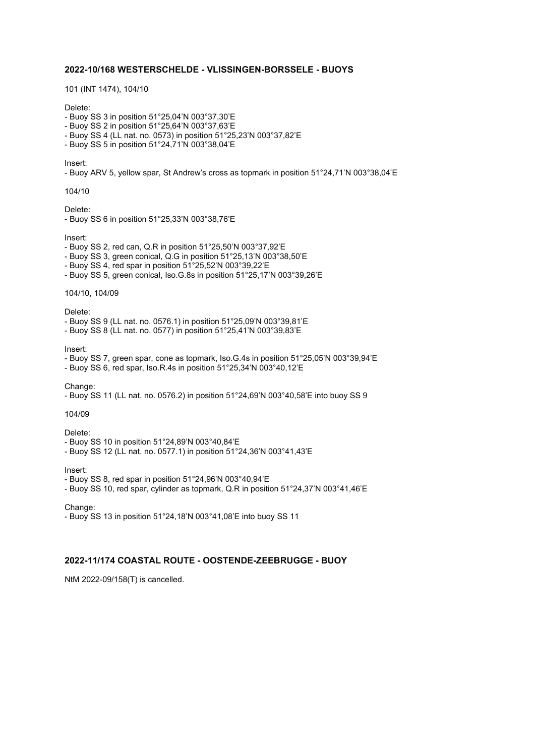## 2022-10/168 WESTERSCHELDE - VLISSINGEN-BORSSELE - BUOYS

101 (INT 1474), 104/10

Delete:

- Buoy SS 3 in position 51°25,04'N 003°37,30'E
- Buoy SS 2 in position 51°25,64'N 003°37,63'E
- Buoy SS 4 (LL nat. no. 0573) in position 51°25,23'N 003°37,82'E
- Buoy SS 5 in position 51°24,71'N 003°38,04'E

Insert:

- Buoy ARV 5, yellow spar, St Andrew's cross as topmark in position 51°24,71'N 003°38,04'E

104/10

Delete:

- Buoy SS 6 in position 51°25,33'N 003°38,76'E

Insert:

- Buoy SS 2, red can, Q.R in position 51°25,50'N 003°37,92'E
- Buoy SS 3, green conical, Q.G in position 51°25,13'N 003°38,50'E
- Buoy SS 4, red spar in position 51°25,52'N 003°39,22'E
- Buoy SS 5, green conical, Iso.G.8s in position 51°25,17'N 003°39,26'E

104/10, 104/09

Delete:

- Buoy SS 9 (LL nat. no. 0576.1) in position 51°25,09'N 003°39,81'E
- Buoy SS 8 (LL nat. no. 0577) in position 51°25,41'N 003°39,83'E

Insert:

- Buoy SS 7, green spar, cone as topmark, Iso.G.4s in position 51°25,05'N 003°39,94'E
- Buoy SS 6, red spar, Iso.R.4s in position 51°25,34'N 003°40,12'E

Change:

- Buoy SS 11 (LL nat. no. 0576.2) in position 51°24,69'N 003°40,58'E into buoy SS 9

104/09

Delete:

- Buoy SS 10 in position 51°24,89'N 003°40,84'E
- Buoy SS 12 (LL nat. no. 0577.1) in position 51°24,36'N 003°41,43'E

Insert:

- Buoy SS 8, red spar in position 51°24,96'N 003°40,94'E
- Buoy SS 10, red spar, cylinder as topmark, Q.R in position 51°24,37'N 003°41,46'E

Change:

- Buoy SS 13 in position 51°24,18'N 003°41,08'E into buoy SS 11

## 2022-11/174 COASTAL ROUTE - OOSTENDE-ZEEBRUGGE - BUOY

NtM 2022-09/158(T) is cancelled.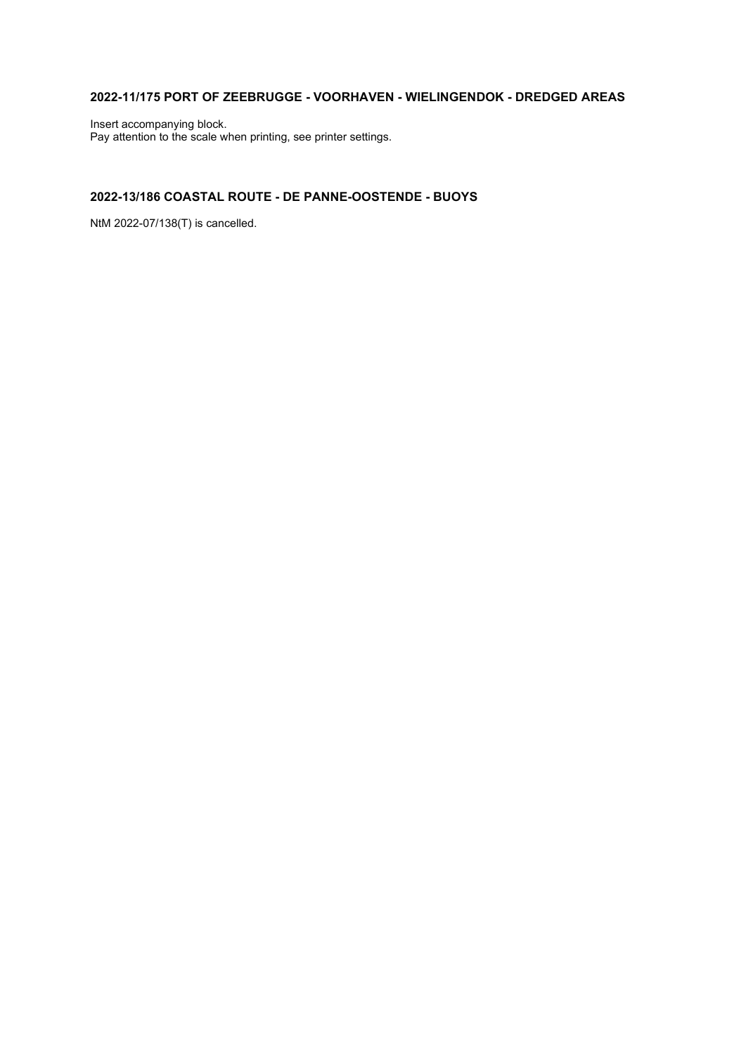### 2022-11/175 PORT OF ZEEBRUGGE - VOORHAVEN - WIELINGENDOK - DREDGED AREAS

Insert accompanying block.
Pay attention to the scale when printing, see printer settings.

### 2022-13/186 COASTAL ROUTE - DE PANNE-OOSTENDE - BUOYS

NtM 2022-07/138(T) is cancelled.